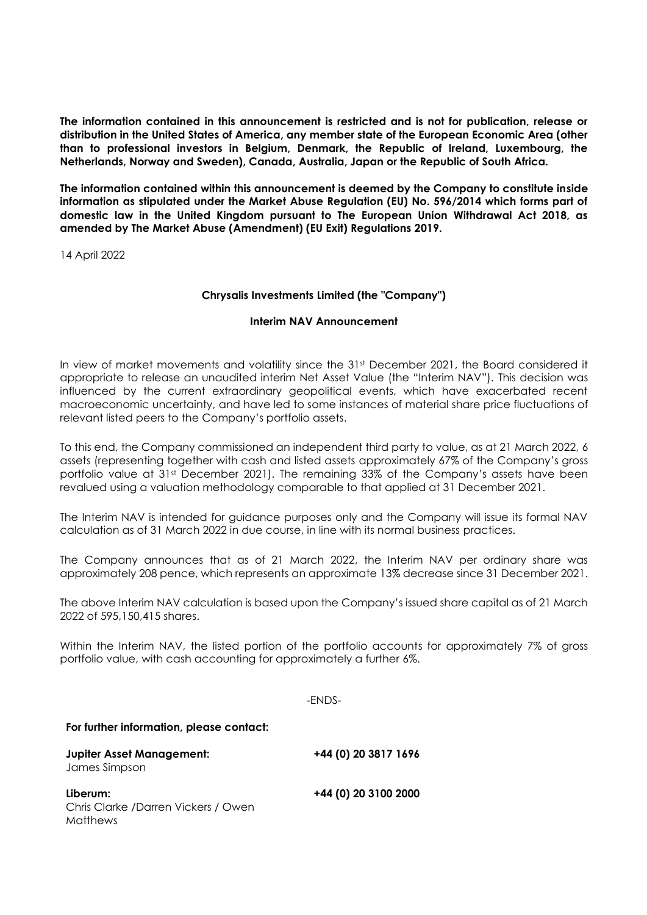**The information contained in this announcement is restricted and is not for publication, release or distribution in the United States of America, any member state of the European Economic Area (other than to professional investors in Belgium, Denmark, the Republic of Ireland, Luxembourg, the Netherlands, Norway and Sweden), Canada, Australia, Japan or the Republic of South Africa.**

**The information contained within this announcement is deemed by the Company to constitute inside information as stipulated under the Market Abuse Regulation (EU) No. 596/2014 which forms part of domestic law in the United Kingdom pursuant to The European Union Withdrawal Act 2018, as amended by The Market Abuse (Amendment) (EU Exit) Regulations 2019.**

14 April 2022

**Chrysalis Investments Limited (the "Company")**

**Interim NAV Announcement**

In view of market movements and volatility since the 31st December 2021, the Board considered it appropriate to release an unaudited interim Net Asset Value (the "Interim NAV"). This decision was influenced by the current extraordinary geopolitical events, which have exacerbated recent macroeconomic uncertainty, and have led to some instances of material share price fluctuations of relevant listed peers to the Company's portfolio assets.

To this end, the Company commissioned an independent third party to value, as at 21 March 2022, 6 assets (representing together with cash and listed assets approximately 67% of the Company's gross portfolio value at 31st December 2021). The remaining 33% of the Company's assets have been revalued using a valuation methodology comparable to that applied at 31 December 2021.

The Interim NAV is intended for guidance purposes only and the Company will issue its formal NAV calculation as of 31 March 2022 in due course, in line with its normal business practices.

The Company announces that as of 21 March 2022, the Interim NAV per ordinary share was approximately 208 pence, which represents an approximate 13% decrease since 31 December 2021.

The above Interim NAV calculation is based upon the Company's issued share capital as of 21 March 2022 of 595,150,415 shares.

Within the Interim NAV, the listed portion of the portfolio accounts for approximately 7% of gross portfolio value, with cash accounting for approximately a further 6%.

-ENDS-

**For further information, please contact:**

| | |
|---|---|
| **Jupiter Asset Management:** James Simpson | **+44 (0) 20 3817 1696** |
| **Liberum:** Chris Clarke /Darren Vickers / Owen Matthews | **+44 (0) 20 3100 2000** |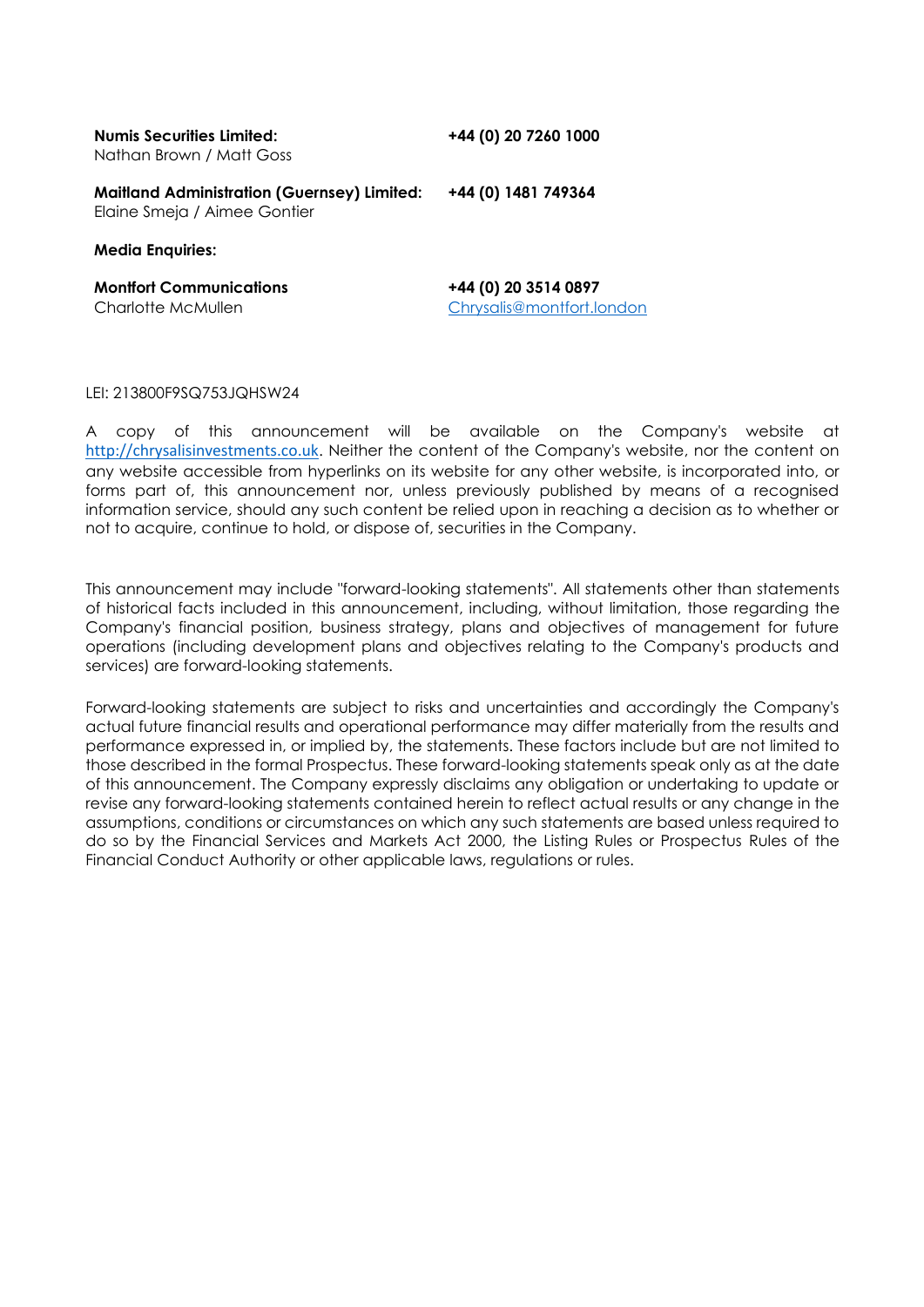| | |
|---|---|
| **Numis Securities Limited:**<br>Nathan Brown / Matt Goss | **+44 (0) 20 7260 1000** |
| **Maitland Administration (Guernsey) Limited:**<br>Elaine Smeja / Aimee Gontier | **+44 (0) 1481 749364** |
| **Media Enquiries:** | |
| **Montfort Communications**<br>Charlotte McMullen | **+44 (0) 20 3514 0897**<br>Chrysalis@montfort.london |

LEI: 213800F9SQ753JQHSW24

A copy of this announcement will be available on the Company's website at http://chrysalisinvestments.co.uk. Neither the content of the Company's website, nor the content on any website accessible from hyperlinks on its website for any other website, is incorporated into, or forms part of, this announcement nor, unless previously published by means of a recognised information service, should any such content be relied upon in reaching a decision as to whether or not to acquire, continue to hold, or dispose of, securities in the Company.

This announcement may include "forward-looking statements". All statements other than statements of historical facts included in this announcement, including, without limitation, those regarding the Company's financial position, business strategy, plans and objectives of management for future operations (including development plans and objectives relating to the Company's products and services) are forward-looking statements.

Forward-looking statements are subject to risks and uncertainties and accordingly the Company's actual future financial results and operational performance may differ materially from the results and performance expressed in, or implied by, the statements. These factors include but are not limited to those described in the formal Prospectus. These forward-looking statements speak only as at the date of this announcement. The Company expressly disclaims any obligation or undertaking to update or revise any forward-looking statements contained herein to reflect actual results or any change in the assumptions, conditions or circumstances on which any such statements are based unless required to do so by the Financial Services and Markets Act 2000, the Listing Rules or Prospectus Rules of the Financial Conduct Authority or other applicable laws, regulations or rules.